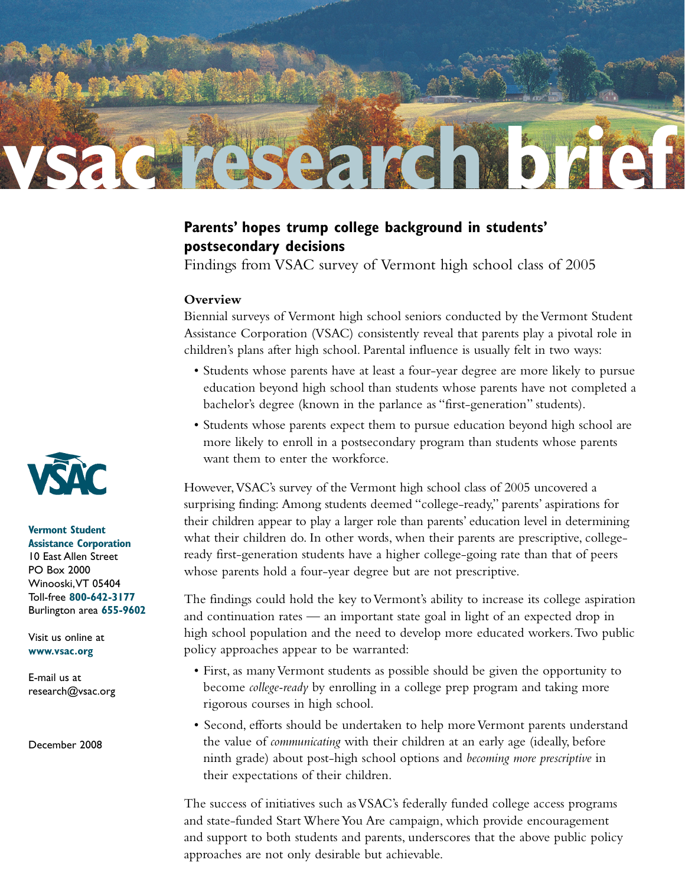# vsac research brief

## Parents' hopes trump college background in students' postsecondary decisions

Findings from VSAC survey of Vermont high school class of 2005

### Overview

Biennial surveys of Vermont high school seniors conducted by the Vermont Student Assistance Corporation (VSAC) consistently reveal that parents play a pivotal role in children's plans after high school. Parental influence is usually felt in two ways:

- Students whose parents have at least a four-year degree are more likely to pursue education beyond high school than students whose parents have not completed a bachelor's degree (known in the parlance as "first-generation" students).
- Students whose parents expect them to pursue education beyond high school are more likely to enroll in a postsecondary program than students whose parents want them to enter the workforce.

However, VSAC's survey of the Vermont high school class of 2005 uncovered a surprising finding: Among students deemed "college-ready," parents' aspirations for their children appear to play a larger role than parents' education level in determining what their children do. In other words, when their parents are prescriptive, college-ready first-generation students have a higher college-going rate than that of peers whose parents hold a four-year degree but are not prescriptive.

The findings could hold the key to Vermont's ability to increase its college aspiration and continuation rates — an important state goal in light of an expected drop in high school population and the need to develop more educated workers. Two public policy approaches appear to be warranted:

- First, as many Vermont students as possible should be given the opportunity to become *college-ready* by enrolling in a college prep program and taking more rigorous courses in high school.
- Second, efforts should be undertaken to help more Vermont parents understand the value of *communicating* with their children at an early age (ideally, before ninth grade) about post-high school options and *becoming more prescriptive* in their expectations of their children.

The success of initiatives such as VSAC's federally funded college access programs and state-funded Start Where You Are campaign, which provide encouragement and support to both students and parents, underscores that the above public policy approaches are not only desirable but achievable.

**VSAC**

**Vermont Student Assistance Corporation**
10 East Allen Street
PO Box 2000
Winooski, VT 05404
Toll-free **800-642-3177**
Burlington area **655-9602**

Visit us online at
**www.vsac.org**

E-mail us at
research@vsac.org

December 2008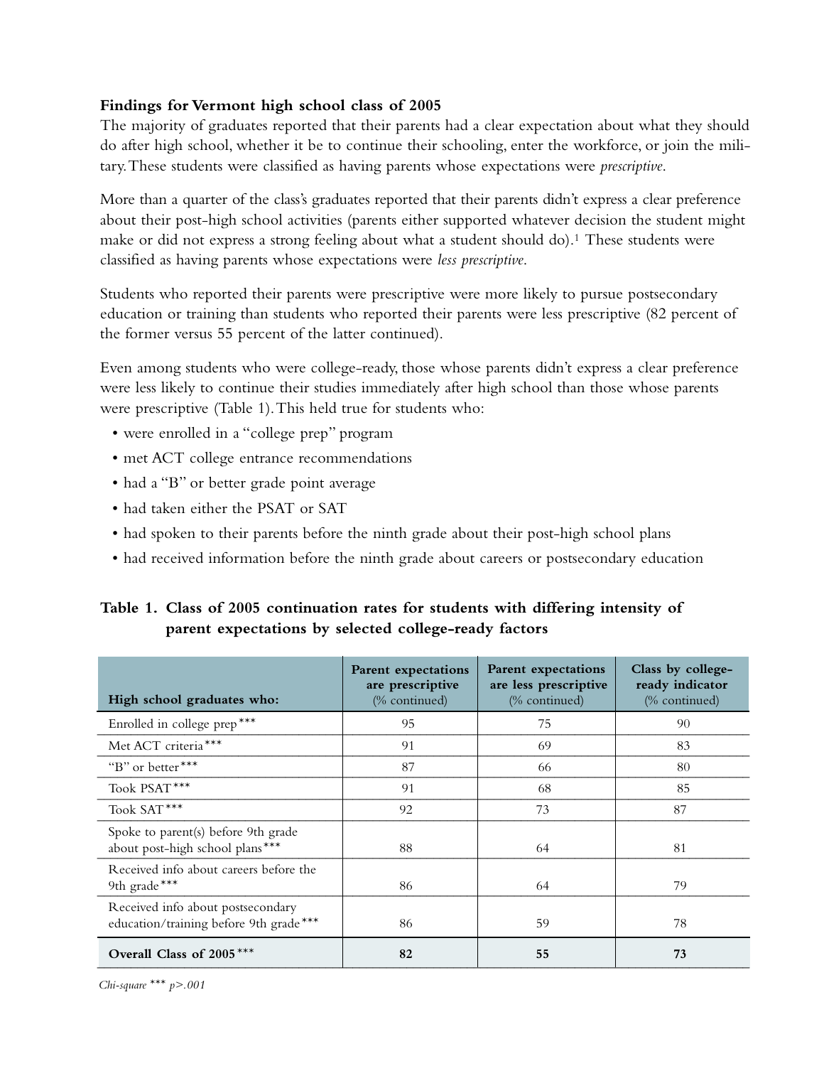**Findings for Vermont high school class of 2005**

The majority of graduates reported that their parents had a clear expectation about what they should do after high school, whether it be to continue their schooling, enter the workforce, or join the military. These students were classified as having parents whose expectations were *prescriptive*.

More than a quarter of the class's graduates reported that their parents didn't express a clear preference about their post-high school activities (parents either supported whatever decision the student might make or did not express a strong feeling about what a student should do).[1] These students were classified as having parents whose expectations were *less prescriptive*.

Students who reported their parents were prescriptive were more likely to pursue postsecondary education or training than students who reported their parents were less prescriptive (82 percent of the former versus 55 percent of the latter continued).

Even among students who were college-ready, those whose parents didn't express a clear preference were less likely to continue their studies immediately after high school than those whose parents were prescriptive (Table 1). This held true for students who:

- were enrolled in a "college prep" program
- met ACT college entrance recommendations
- had a "B" or better grade point average
- had taken either the PSAT or SAT
- had spoken to their parents before the ninth grade about their post-high school plans
- had received information before the ninth grade about careers or postsecondary education

**Table 1. Class of 2005 continuation rates for students with differing intensity of parent expectations by selected college-ready factors**

| High school graduates who: | Parent expectations are prescriptive (% continued) | Parent expectations are less prescriptive (% continued) | Class by college-ready indicator (% continued) |
|---|---|---|---|
| Enrolled in college prep*** | 95 | 75 | 90 |
| Met ACT criteria*** | 91 | 69 | 83 |
| "B" or better*** | 87 | 66 | 80 |
| Took PSAT*** | 91 | 68 | 85 |
| Took SAT*** | 92 | 73 | 87 |
| Spoke to parent(s) before 9th grade about post-high school plans*** | 88 | 64 | 81 |
| Received info about careers before the 9th grade*** | 86 | 64 | 79 |
| Received info about postsecondary education/training before 9th grade*** | 86 | 59 | 78 |
| **Overall Class of 2005*** ** | **82** | **55** | **73** |

*Chi-square *** $p>.001$*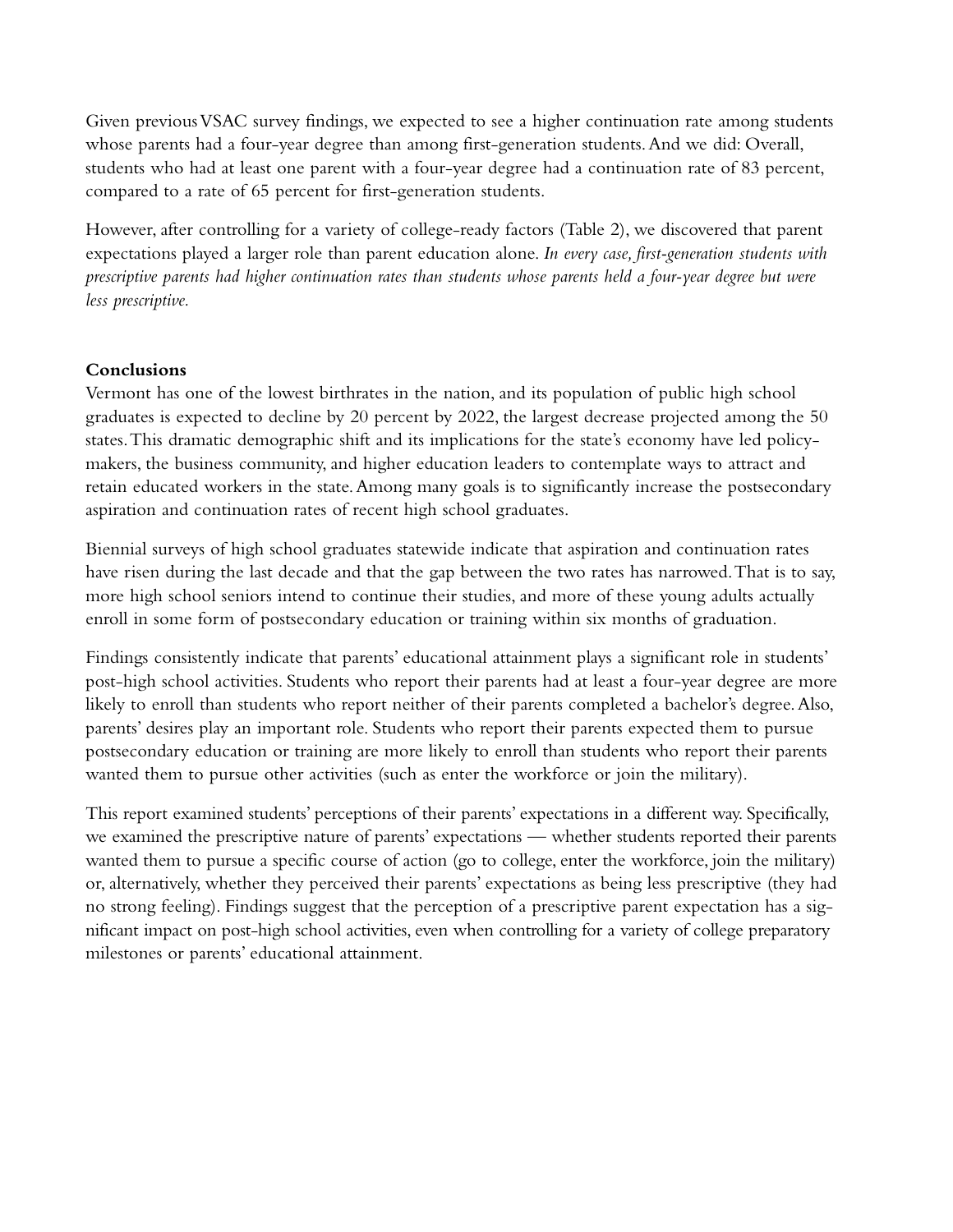Given previous VSAC survey findings, we expected to see a higher continuation rate among students whose parents had a four-year degree than among first-generation students. And we did: Overall, students who had at least one parent with a four-year degree had a continuation rate of 83 percent, compared to a rate of 65 percent for first-generation students.

However, after controlling for a variety of college-ready factors (Table 2), we discovered that parent expectations played a larger role than parent education alone. *In every case, first-generation students with prescriptive parents had higher continuation rates than students whose parents held a four-year degree but were less prescriptive.*

**Conclusions**

Vermont has one of the lowest birthrates in the nation, and its population of public high school graduates is expected to decline by 20 percent by 2022, the largest decrease projected among the 50 states. This dramatic demographic shift and its implications for the state's economy have led policy-makers, the business community, and higher education leaders to contemplate ways to attract and retain educated workers in the state. Among many goals is to significantly increase the postsecondary aspiration and continuation rates of recent high school graduates.

Biennial surveys of high school graduates statewide indicate that aspiration and continuation rates have risen during the last decade and that the gap between the two rates has narrowed. That is to say, more high school seniors intend to continue their studies, and more of these young adults actually enroll in some form of postsecondary education or training within six months of graduation.

Findings consistently indicate that parents' educational attainment plays a significant role in students' post-high school activities. Students who report their parents had at least a four-year degree are more likely to enroll than students who report neither of their parents completed a bachelor's degree. Also, parents' desires play an important role. Students who report their parents expected them to pursue postsecondary education or training are more likely to enroll than students who report their parents wanted them to pursue other activities (such as enter the workforce or join the military).

This report examined students' perceptions of their parents' expectations in a different way. Specifically, we examined the prescriptive nature of parents' expectations — whether students reported their parents wanted them to pursue a specific course of action (go to college, enter the workforce, join the military) or, alternatively, whether they perceived their parents' expectations as being less prescriptive (they had no strong feeling). Findings suggest that the perception of a prescriptive parent expectation has a significant impact on post-high school activities, even when controlling for a variety of college preparatory milestones or parents' educational attainment.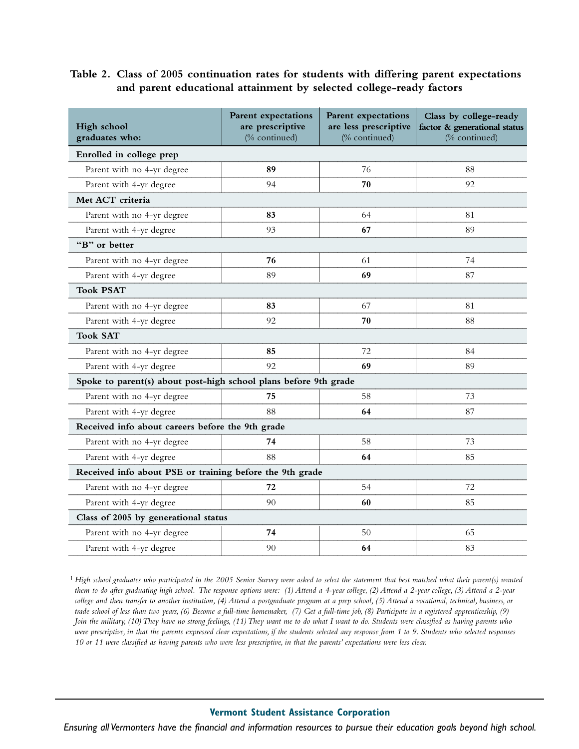**Table 2. Class of 2005 continuation rates for students with differing parent expectations and parent educational attainment by selected college-ready factors**

| High school graduates who: | Parent expectations are prescriptive (% continued) | Parent expectations are less prescriptive (% continued) | Class by college-ready factor & generational status (% continued) |
|---|---|---|---|
| **Enrolled in college prep** | | | |
| Parent with no 4-yr degree | **89** | 76 | 88 |
| Parent with 4-yr degree | 94 | **70** | 92 |
| **Met ACT criteria** | | | |
| Parent with no 4-yr degree | **83** | 64 | 81 |
| Parent with 4-yr degree | 93 | **67** | 89 |
| **"B" or better** | | | |
| Parent with no 4-yr degree | **76** | 61 | 74 |
| Parent with 4-yr degree | 89 | **69** | 87 |
| **Took PSAT** | | | |
| Parent with no 4-yr degree | **83** | 67 | 81 |
| Parent with 4-yr degree | 92 | **70** | 88 |
| **Took SAT** | | | |
| Parent with no 4-yr degree | **85** | 72 | 84 |
| Parent with 4-yr degree | 92 | **69** | 89 |
| **Spoke to parent(s) about post-high school plans before 9th grade** | | | |
| Parent with no 4-yr degree | **75** | 58 | 73 |
| Parent with 4-yr degree | 88 | **64** | 87 |
| **Received info about careers before the 9th grade** | | | |
| Parent with no 4-yr degree | **74** | 58 | 73 |
| Parent with 4-yr degree | 88 | **64** | 85 |
| **Received info about PSE or training before the 9th grade** | | | |
| Parent with no 4-yr degree | **72** | 54 | 72 |
| Parent with 4-yr degree | 90 | **60** | 85 |
| **Class of 2005 by generational status** | | | |
| Parent with no 4-yr degree | **74** | 50 | 65 |
| Parent with 4-yr degree | 90 | **64** | 83 |

[1] *High school graduates who participated in the 2005 Senior Survey were asked to select the statement that best matched what their parent(s) wanted them to do after graduating high school. The response options were: (1) Attend a 4-year college, (2) Attend a 2-year college, (3) Attend a 2-year college and then transfer to another institution, (4) Attend a postgraduate program at a prep school, (5) Attend a vocational, technical, business, or trade school of less than two years, (6) Become a full-time homemaker, (7) Get a full-time job, (8) Participate in a registered apprenticeship, (9) Join the military, (10) They have no strong feelings, (11) They want me to do what I want to do. Students were classified as having parents who were prescriptive, in that the parents expressed clear expectations, if the students selected any response from 1 to 9. Students who selected responses 10 or 11 were classified as having parents who were less prescriptive, in that the parents' expectations were less clear.*

**Vermont Student Assistance Corporation**

*Ensuring all Vermonters have the financial and information resources to pursue their education goals beyond high school.*